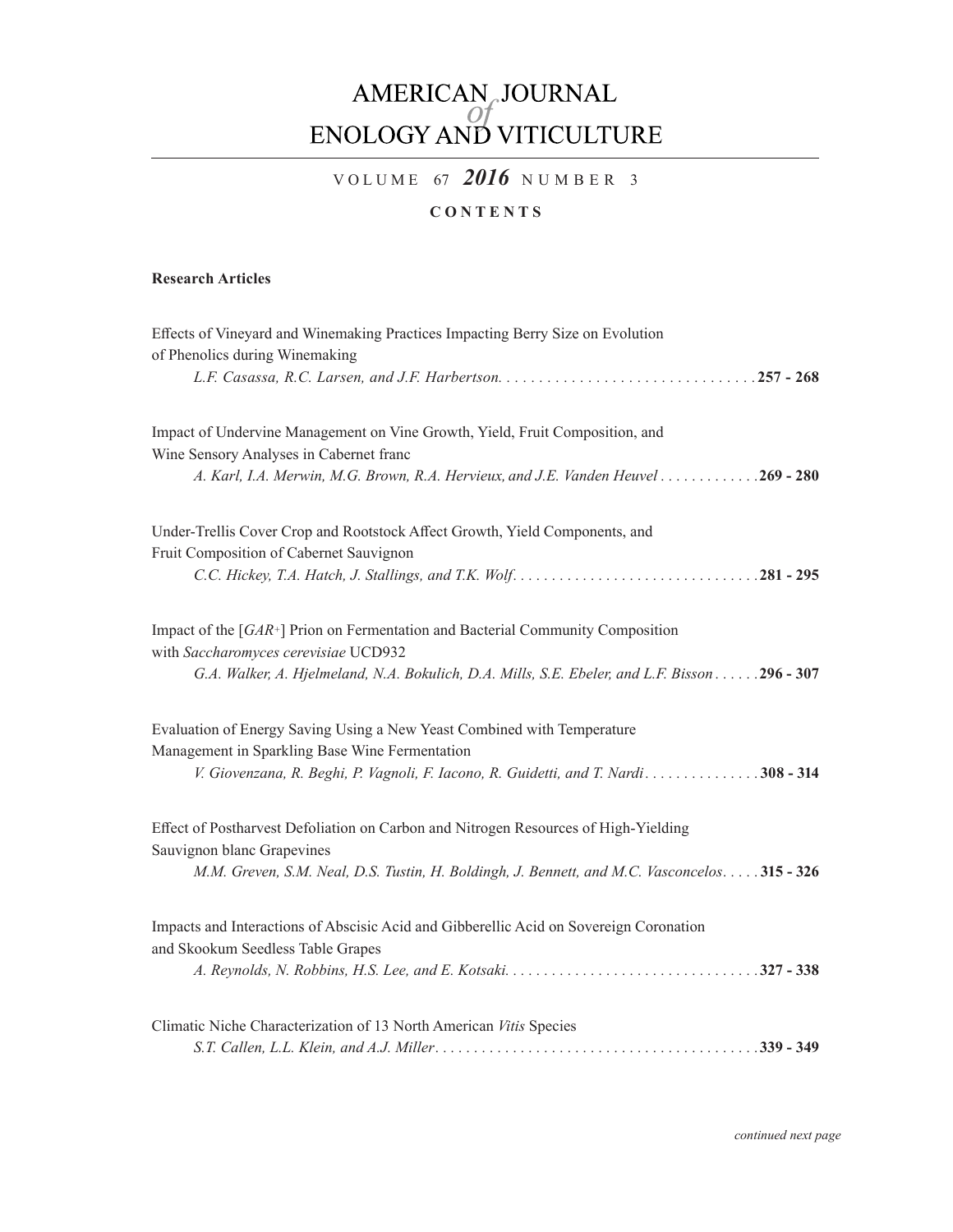# AMERICAN JOURNAL *of* ENOLOGY AND VITICULTURE

VOLUME 67 ***2016*** NUMBER 3

**CONTENTS**

**Research Articles**

Effects of Vineyard and Winemaking Practices Impacting Berry Size on Evolution of Phenolics during Winemaking
*L.F. Casassa, R.C. Larsen, and J.F. Harbertson*. . . . . . . . . . . . . . . . . . . . . . . . . . . . . . . . **257 - 268**

Impact of Undervine Management on Vine Growth, Yield, Fruit Composition, and Wine Sensory Analyses in Cabernet franc
*A. Karl, I.A. Merwin, M.G. Brown, R.A. Hervieux, and J.E. Vanden Heuvel* . . . . . . . . . . . . . **269 - 280**

Under-Trellis Cover Crop and Rootstock Affect Growth, Yield Components, and Fruit Composition of Cabernet Sauvignon
*C.C. Hickey, T.A. Hatch, J. Stallings, and T.K. Wolf*. . . . . . . . . . . . . . . . . . . . . . . . . . . . . . . . **281 - 295**

Impact of the [*GAR*+] Prion on Fermentation and Bacterial Community Composition with *Saccharomyces cerevisiae* UCD932
*G.A. Walker, A. Hjelmeland, N.A. Bokulich, D.A. Mills, S.E. Ebeler, and L.F. Bisson* . . . . . . **296 - 307**

Evaluation of Energy Saving Using a New Yeast Combined with Temperature Management in Sparkling Base Wine Fermentation
*V. Giovenzana, R. Beghi, P. Vagnoli, F. Iacono, R. Guidetti, and T. Nardi*. . . . . . . . . . . . . . . **308 - 314**

Effect of Postharvest Defoliation on Carbon and Nitrogen Resources of High-Yielding Sauvignon blanc Grapevines
*M.M. Greven, S.M. Neal, D.S. Tustin, H. Boldingh, J. Bennett, and M.C. Vasconcelos*. . . . . **315 - 326**

Impacts and Interactions of Abscisic Acid and Gibberellic Acid on Sovereign Coronation and Skookum Seedless Table Grapes
*A. Reynolds, N. Robbins, H.S. Lee, and E. Kotsaki*. . . . . . . . . . . . . . . . . . . . . . . . . . . . . . . . . **327 - 338**

Climatic Niche Characterization of 13 North American *Vitis* Species
*S.T. Callen, L.L. Klein, and A.J. Miller*. . . . . . . . . . . . . . . . . . . . . . . . . . . . . . . . . . . . . . . . . . **339 - 349**

*continued next page*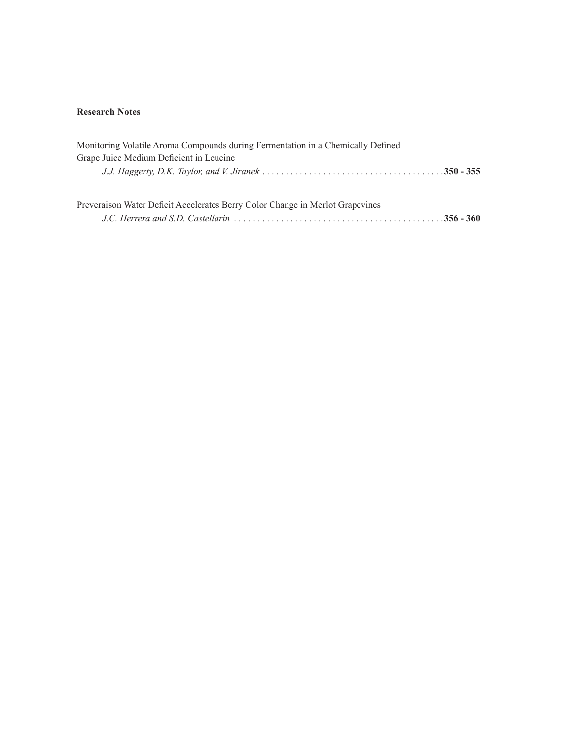**Research Notes**

Monitoring Volatile Aroma Compounds during Fermentation in a Chemically Defined Grape Juice Medium Deficient in Leucine
*J.J. Haggerty, D.K. Taylor, and V. Jiranek* . . . . . . . . . . . . . . . . . . . . . . . . . . . . . . . . . . . . . . . **350 - 355**

Preveraison Water Deficit Accelerates Berry Color Change in Merlot Grapevines
*J.C. Herrera and S.D. Castellarin* . . . . . . . . . . . . . . . . . . . . . . . . . . . . . . . . . . . . . . . . . . . . **356 - 360**